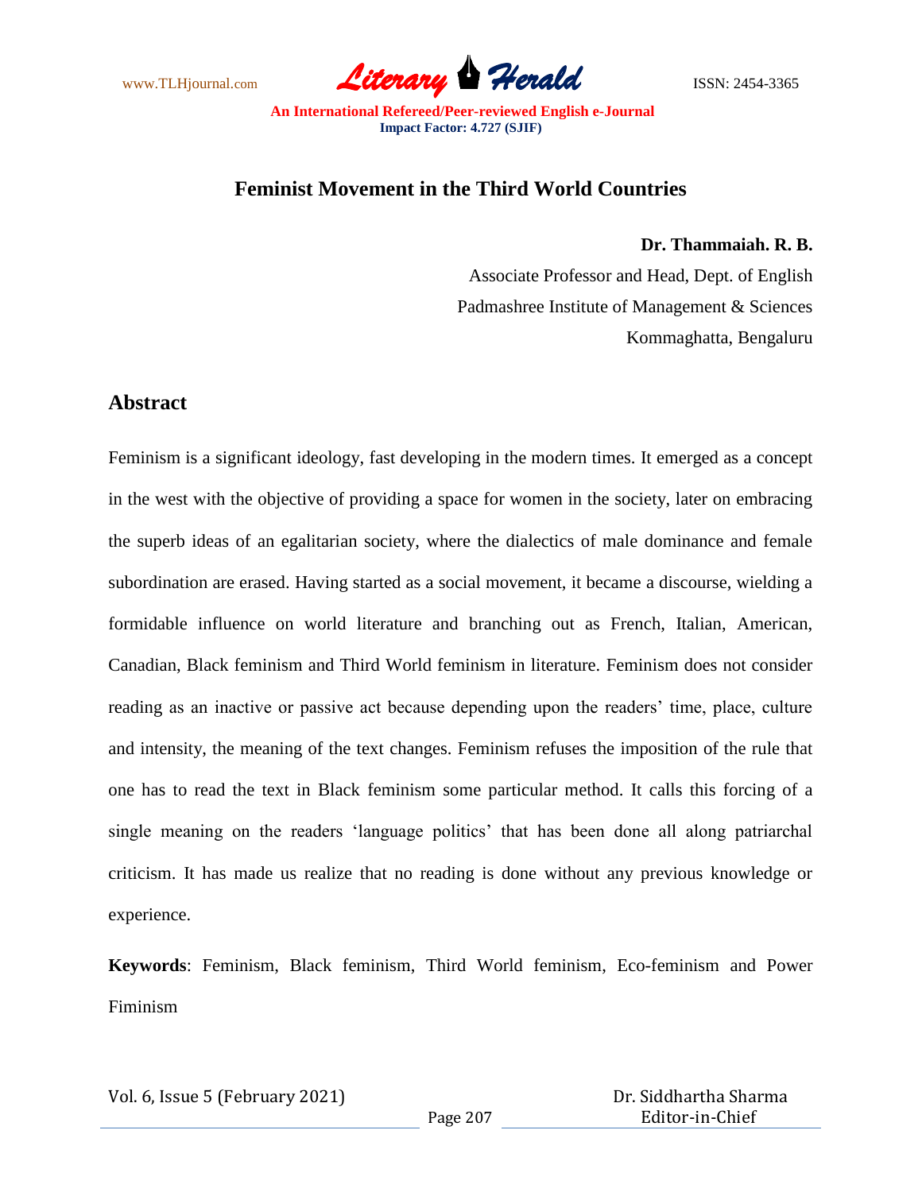# Feminist Movement in the Third World Countries

**Dr. Thammaiah. R. B.**
Associate Professor and Head, Dept. of English
Padmashree Institute of Management & Sciences
Kommaghatta, Bengaluru

## Abstract

Feminism is a significant ideology, fast developing in the modern times. It emerged as a concept in the west with the objective of providing a space for women in the society, later on embracing the superb ideas of an egalitarian society, where the dialectics of male dominance and female subordination are erased. Having started as a social movement, it became a discourse, wielding a formidable influence on world literature and branching out as French, Italian, American, Canadian, Black feminism and Third World feminism in literature. Feminism does not consider reading as an inactive or passive act because depending upon the readers' time, place, culture and intensity, the meaning of the text changes. Feminism refuses the imposition of the rule that one has to read the text in Black feminism some particular method. It calls this forcing of a single meaning on the readers 'language politics' that has been done all along patriarchal criticism. It has made us realize that no reading is done without any previous knowledge or experience.

**Keywords**: Feminism, Black feminism, Third World feminism, Eco-feminism and Power Fiminism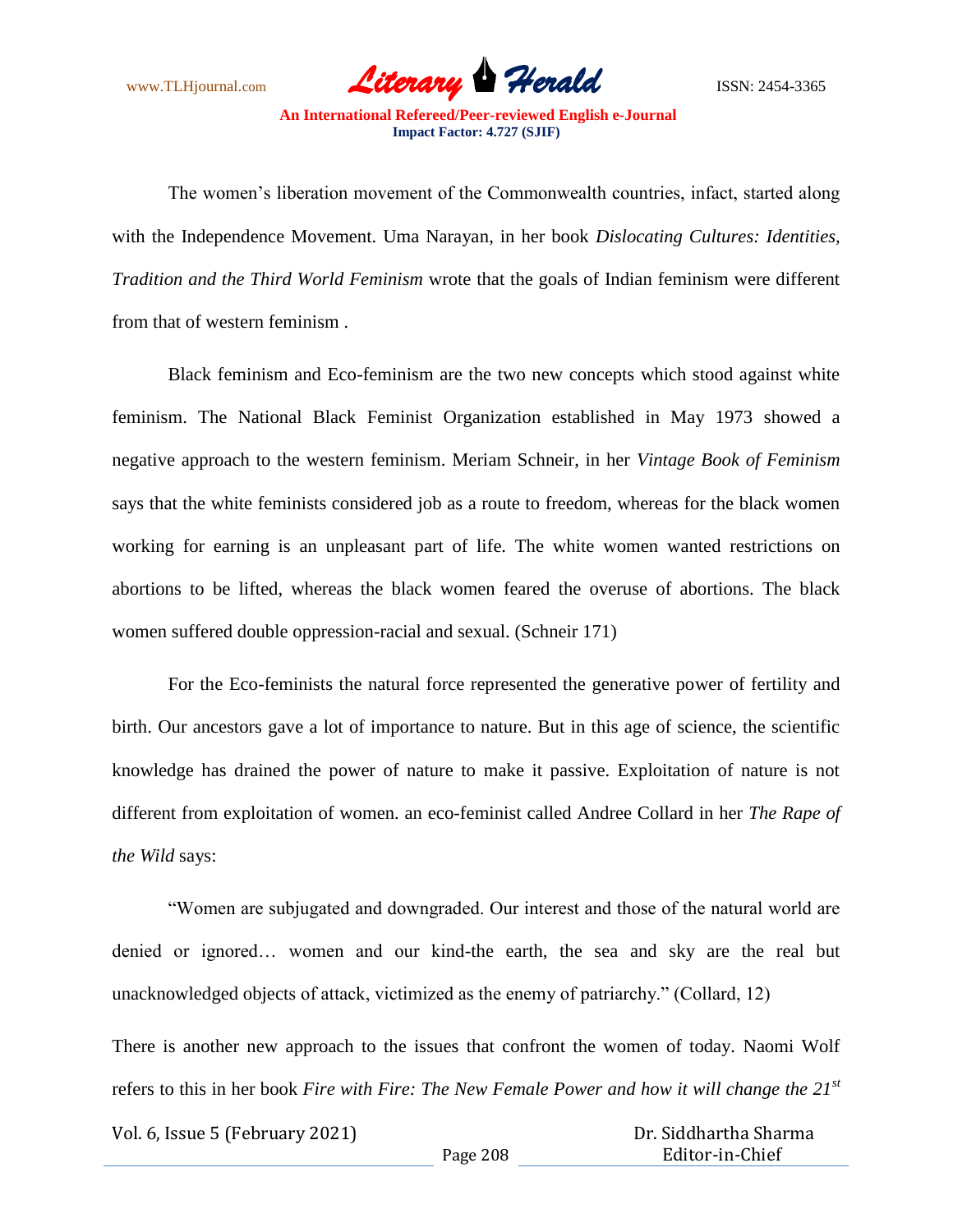The women's liberation movement of the Commonwealth countries, infact, started along with the Independence Movement. Uma Narayan, in her book *Dislocating Cultures: Identities, Tradition and the Third World Feminism* wrote that the goals of Indian feminism were different from that of western feminism .

Black feminism and Eco-feminism are the two new concepts which stood against white feminism. The National Black Feminist Organization established in May 1973 showed a negative approach to the western feminism. Meriam Schneir, in her *Vintage Book of Feminism* says that the white feminists considered job as a route to freedom, whereas for the black women working for earning is an unpleasant part of life. The white women wanted restrictions on abortions to be lifted, whereas the black women feared the overuse of abortions. The black women suffered double oppression-racial and sexual. (Schneir 171)

For the Eco-feminists the natural force represented the generative power of fertility and birth. Our ancestors gave a lot of importance to nature. But in this age of science, the scientific knowledge has drained the power of nature to make it passive. Exploitation of nature is not different from exploitation of women. an eco-feminist called Andree Collard in her *The Rape of the Wild* says:

"Women are subjugated and downgraded. Our interest and those of the natural world are denied or ignored… women and our kind-the earth, the sea and sky are the real but unacknowledged objects of attack, victimized as the enemy of patriarchy." (Collard, 12)

There is another new approach to the issues that confront the women of today. Naomi Wolf refers to this in her book *Fire with Fire: The New Female Power and how it will change the 21st*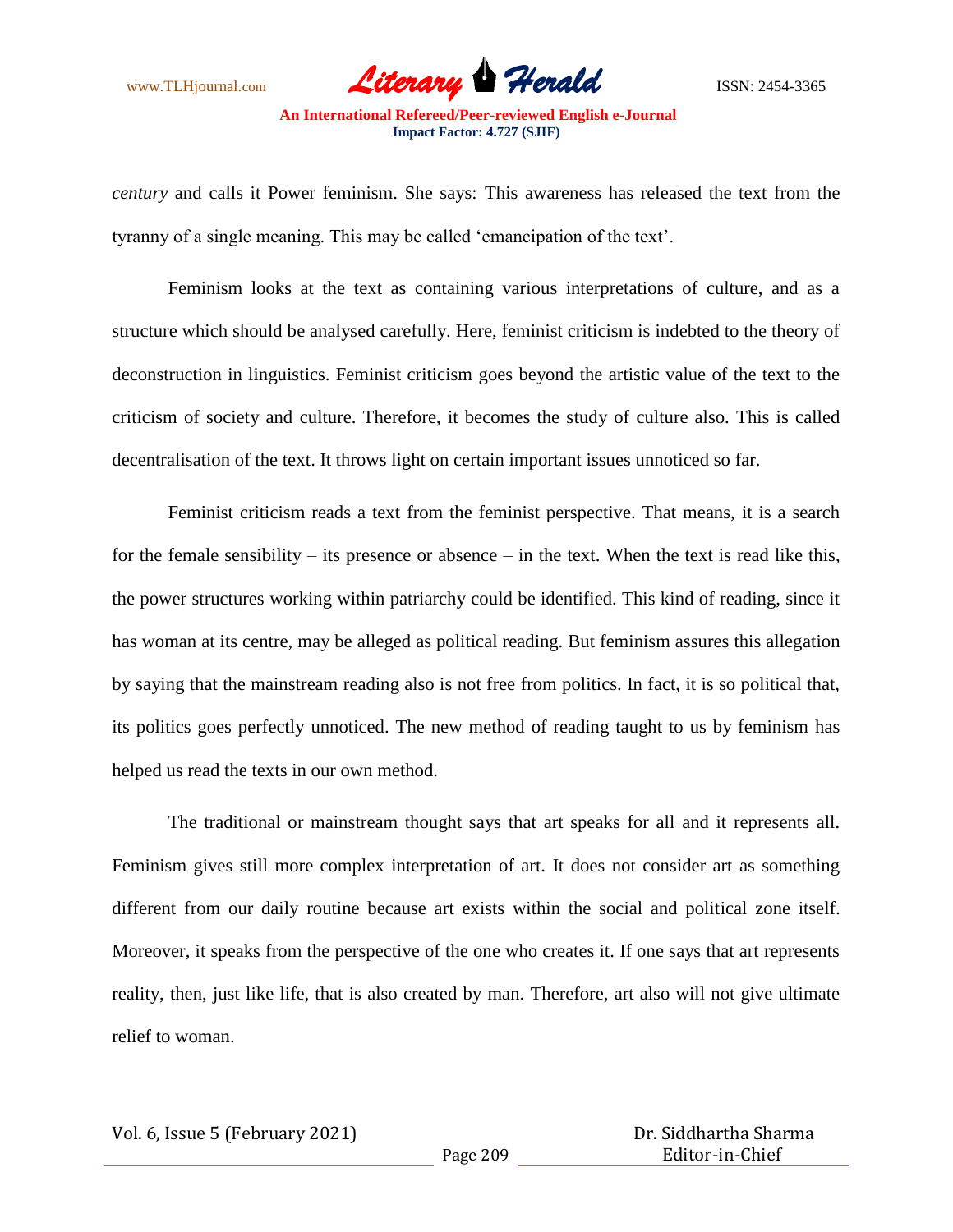*century* and calls it Power feminism. She says: This awareness has released the text from the tyranny of a single meaning. This may be called 'emancipation of the text'.

Feminism looks at the text as containing various interpretations of culture, and as a structure which should be analysed carefully. Here, feminist criticism is indebted to the theory of deconstruction in linguistics. Feminist criticism goes beyond the artistic value of the text to the criticism of society and culture. Therefore, it becomes the study of culture also. This is called decentralisation of the text. It throws light on certain important issues unnoticed so far.

Feminist criticism reads a text from the feminist perspective. That means, it is a search for the female sensibility – its presence or absence – in the text. When the text is read like this, the power structures working within patriarchy could be identified. This kind of reading, since it has woman at its centre, may be alleged as political reading. But feminism assures this allegation by saying that the mainstream reading also is not free from politics. In fact, it is so political that, its politics goes perfectly unnoticed. The new method of reading taught to us by feminism has helped us read the texts in our own method.

The traditional or mainstream thought says that art speaks for all and it represents all. Feminism gives still more complex interpretation of art. It does not consider art as something different from our daily routine because art exists within the social and political zone itself. Moreover, it speaks from the perspective of the one who creates it. If one says that art represents reality, then, just like life, that is also created by man. Therefore, art also will not give ultimate relief to woman.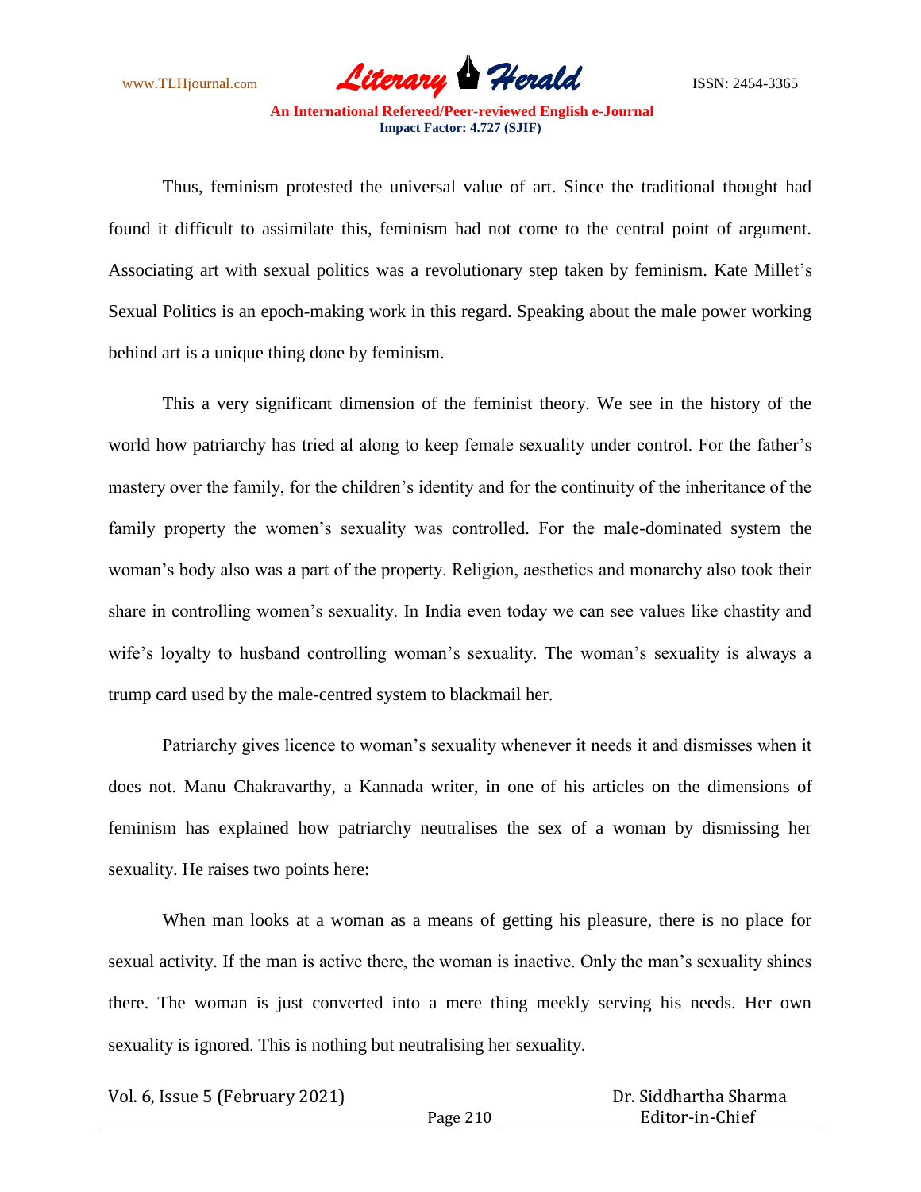Thus, feminism protested the universal value of art. Since the traditional thought had found it difficult to assimilate this, feminism had not come to the central point of argument. Associating art with sexual politics was a revolutionary step taken by feminism. Kate Millet's Sexual Politics is an epoch-making work in this regard. Speaking about the male power working behind art is a unique thing done by feminism.

This a very significant dimension of the feminist theory. We see in the history of the world how patriarchy has tried al along to keep female sexuality under control. For the father's mastery over the family, for the children's identity and for the continuity of the inheritance of the family property the women's sexuality was controlled. For the male-dominated system the woman's body also was a part of the property. Religion, aesthetics and monarchy also took their share in controlling women's sexuality. In India even today we can see values like chastity and wife's loyalty to husband controlling woman's sexuality. The woman's sexuality is always a trump card used by the male-centred system to blackmail her.

Patriarchy gives licence to woman's sexuality whenever it needs it and dismisses when it does not. Manu Chakravarthy, a Kannada writer, in one of his articles on the dimensions of feminism has explained how patriarchy neutralises the sex of a woman by dismissing her sexuality. He raises two points here:

When man looks at a woman as a means of getting his pleasure, there is no place for sexual activity. If the man is active there, the woman is inactive. Only the man's sexuality shines there. The woman is just converted into a mere thing meekly serving his needs. Her own sexuality is ignored. This is nothing but neutralising her sexuality.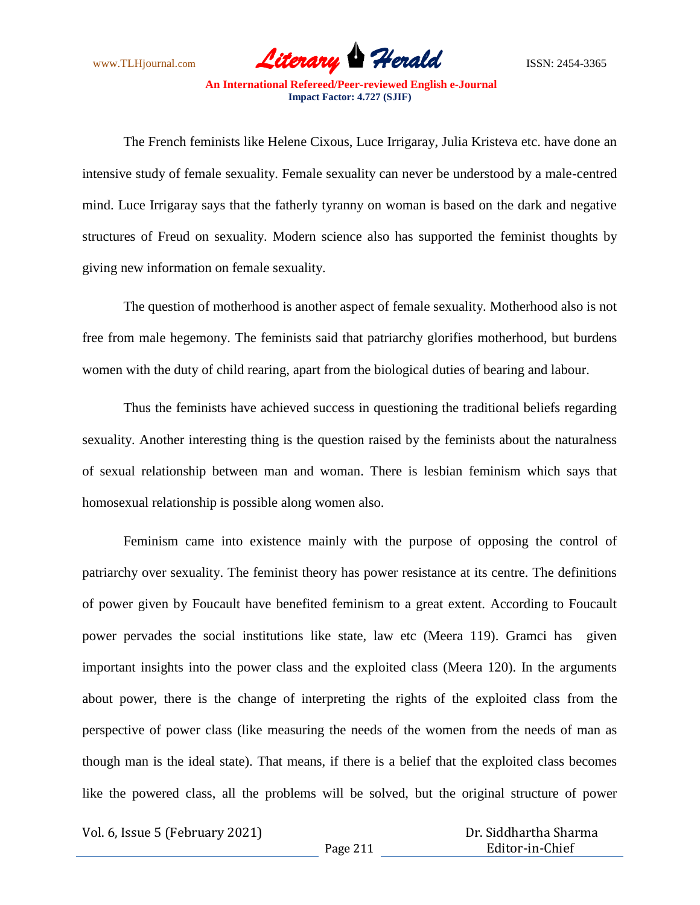The French feminists like Helene Cixous, Luce Irrigaray, Julia Kristeva etc. have done an intensive study of female sexuality. Female sexuality can never be understood by a male-centred mind. Luce Irrigaray says that the fatherly tyranny on woman is based on the dark and negative structures of Freud on sexuality. Modern science also has supported the feminist thoughts by giving new information on female sexuality.

The question of motherhood is another aspect of female sexuality. Motherhood also is not free from male hegemony. The feminists said that patriarchy glorifies motherhood, but burdens women with the duty of child rearing, apart from the biological duties of bearing and labour.

Thus the feminists have achieved success in questioning the traditional beliefs regarding sexuality. Another interesting thing is the question raised by the feminists about the naturalness of sexual relationship between man and woman. There is lesbian feminism which says that homosexual relationship is possible along women also.

Feminism came into existence mainly with the purpose of opposing the control of patriarchy over sexuality. The feminist theory has power resistance at its centre. The definitions of power given by Foucault have benefited feminism to a great extent. According to Foucault power pervades the social institutions like state, law etc (Meera 119). Gramci has given important insights into the power class and the exploited class (Meera 120). In the arguments about power, there is the change of interpreting the rights of the exploited class from the perspective of power class (like measuring the needs of the women from the needs of man as though man is the ideal state). That means, if there is a belief that the exploited class becomes like the powered class, all the problems will be solved, but the original structure of power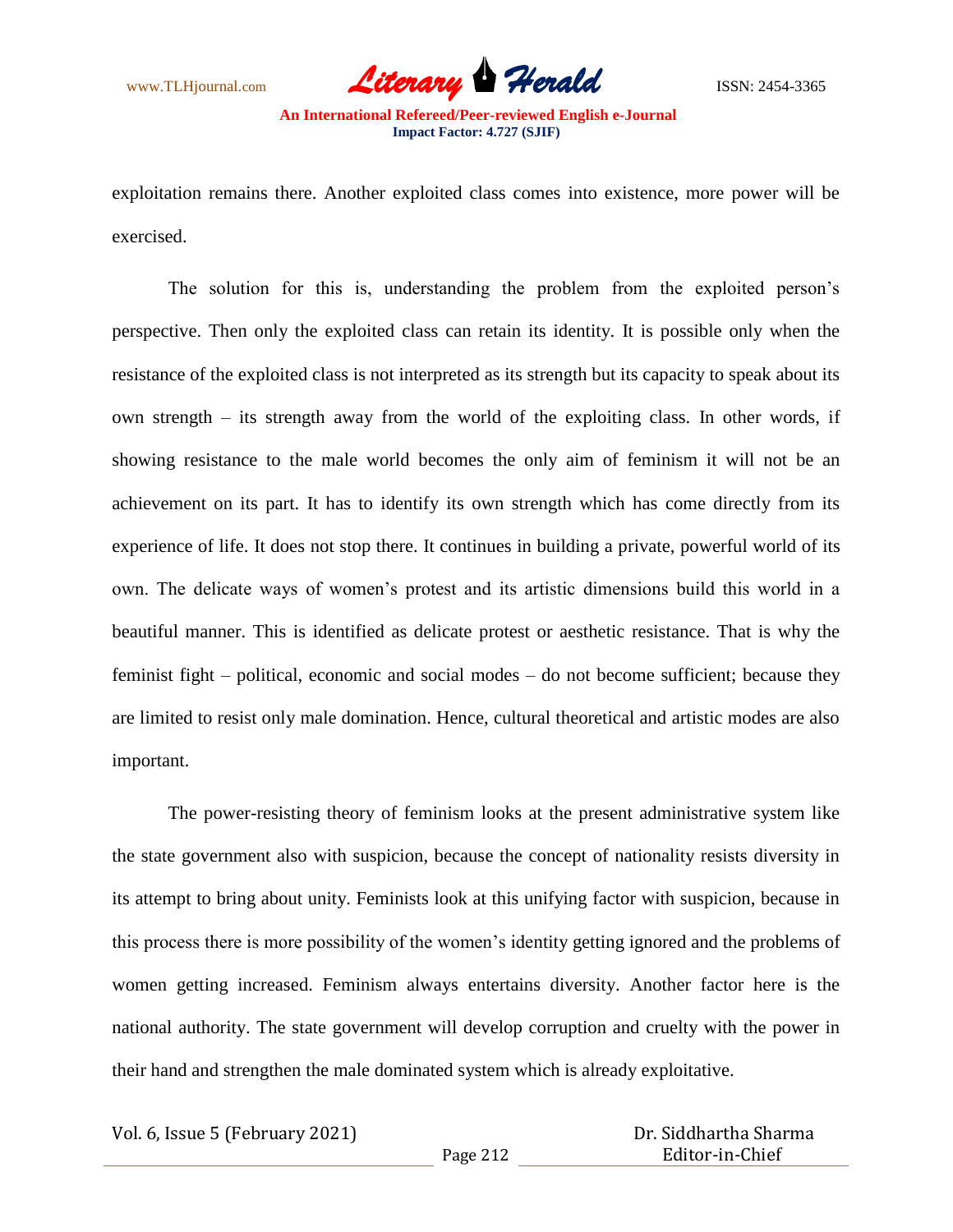exploitation remains there. Another exploited class comes into existence, more power will be exercised.

The solution for this is, understanding the problem from the exploited person's perspective. Then only the exploited class can retain its identity. It is possible only when the resistance of the exploited class is not interpreted as its strength but its capacity to speak about its own strength – its strength away from the world of the exploiting class. In other words, if showing resistance to the male world becomes the only aim of feminism it will not be an achievement on its part. It has to identify its own strength which has come directly from its experience of life. It does not stop there. It continues in building a private, powerful world of its own. The delicate ways of women's protest and its artistic dimensions build this world in a beautiful manner. This is identified as delicate protest or aesthetic resistance. That is why the feminist fight – political, economic and social modes – do not become sufficient; because they are limited to resist only male domination. Hence, cultural theoretical and artistic modes are also important.

The power-resisting theory of feminism looks at the present administrative system like the state government also with suspicion, because the concept of nationality resists diversity in its attempt to bring about unity. Feminists look at this unifying factor with suspicion, because in this process there is more possibility of the women's identity getting ignored and the problems of women getting increased. Feminism always entertains diversity. Another factor here is the national authority. The state government will develop corruption and cruelty with the power in their hand and strengthen the male dominated system which is already exploitative.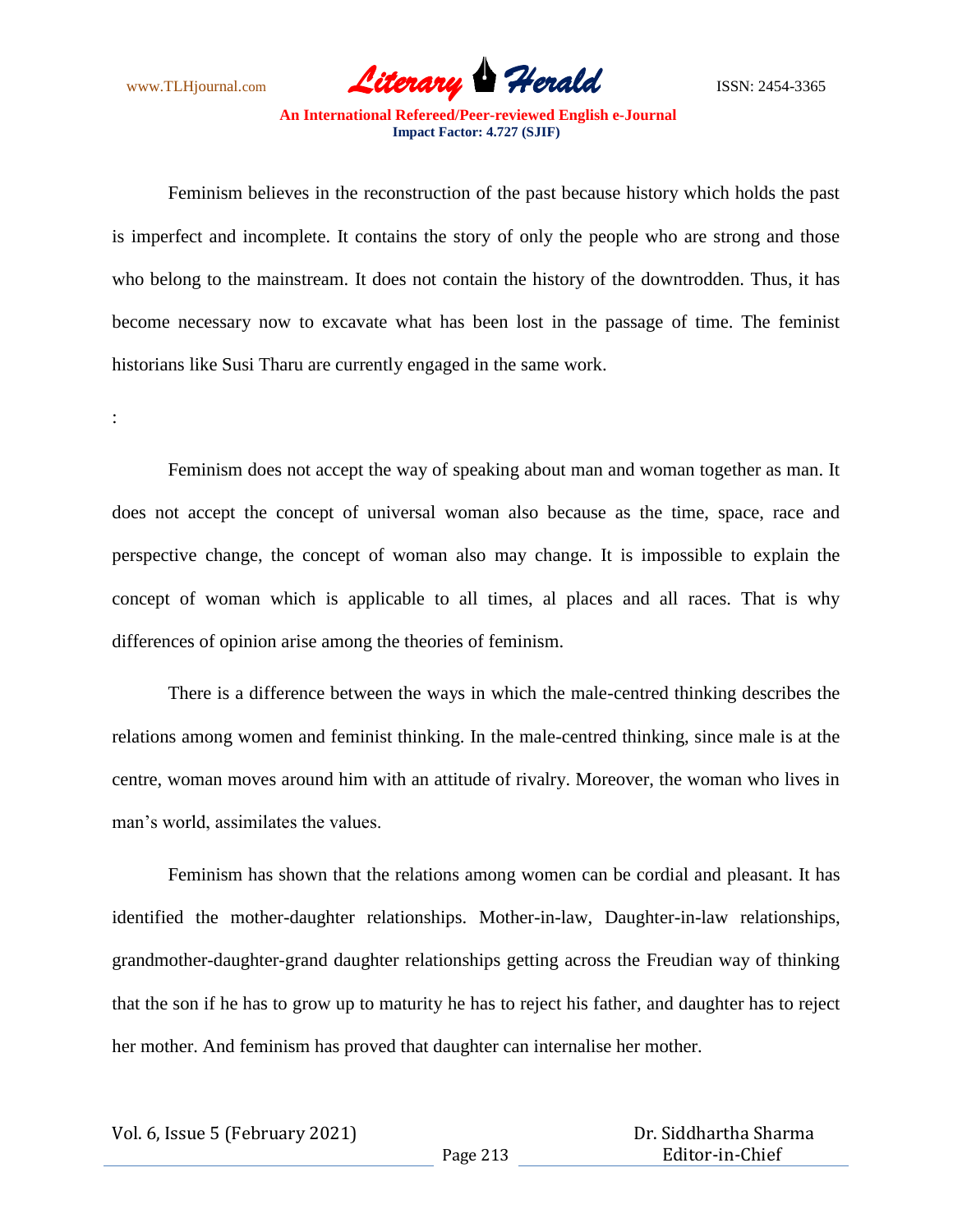Feminism believes in the reconstruction of the past because history which holds the past is imperfect and incomplete. It contains the story of only the people who are strong and those who belong to the mainstream. It does not contain the history of the downtrodden. Thus, it has become necessary now to excavate what has been lost in the passage of time. The feminist historians like Susi Tharu are currently engaged in the same work.

:

Feminism does not accept the way of speaking about man and woman together as man. It does not accept the concept of universal woman also because as the time, space, race and perspective change, the concept of woman also may change. It is impossible to explain the concept of woman which is applicable to all times, al places and all races. That is why differences of opinion arise among the theories of feminism.

There is a difference between the ways in which the male-centred thinking describes the relations among women and feminist thinking. In the male-centred thinking, since male is at the centre, woman moves around him with an attitude of rivalry. Moreover, the woman who lives in man's world, assimilates the values.

Feminism has shown that the relations among women can be cordial and pleasant. It has identified the mother-daughter relationships. Mother-in-law, Daughter-in-law relationships, grandmother-daughter-grand daughter relationships getting across the Freudian way of thinking that the son if he has to grow up to maturity he has to reject his father, and daughter has to reject her mother. And feminism has proved that daughter can internalise her mother.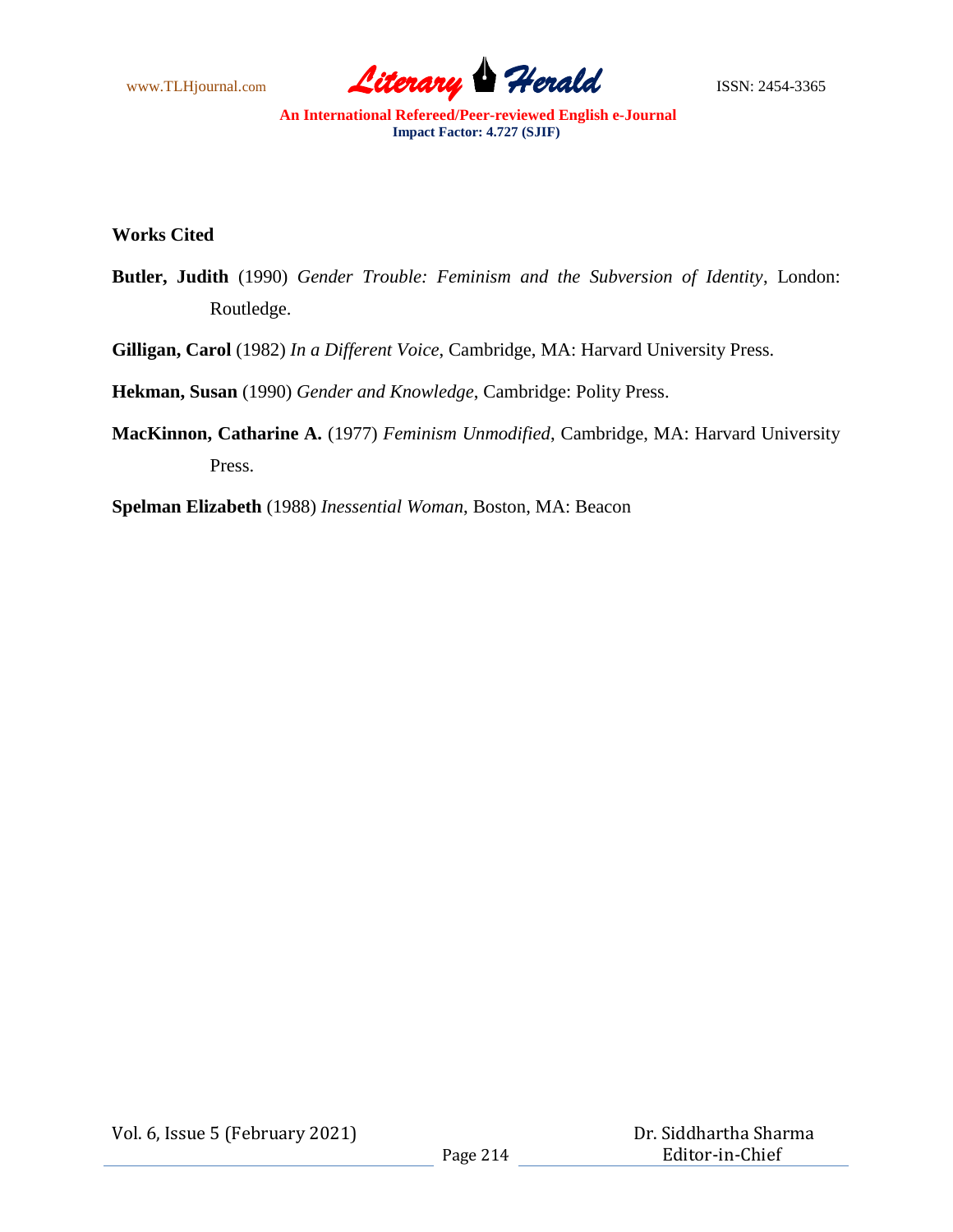## Works Cited

**Butler, Judith** (1990) *Gender Trouble: Feminism and the Subversion of Identity*, London: Routledge.

**Gilligan, Carol** (1982) *In a Different Voice*, Cambridge, MA: Harvard University Press.

**Hekman, Susan** (1990) *Gender and Knowledge*, Cambridge: Polity Press.

**MacKinnon, Catharine A.** (1977) *Feminism Unmodified*, Cambridge, MA: Harvard University Press.

**Spelman Elizabeth** (1988) *Inessential Woman*, Boston, MA: Beacon